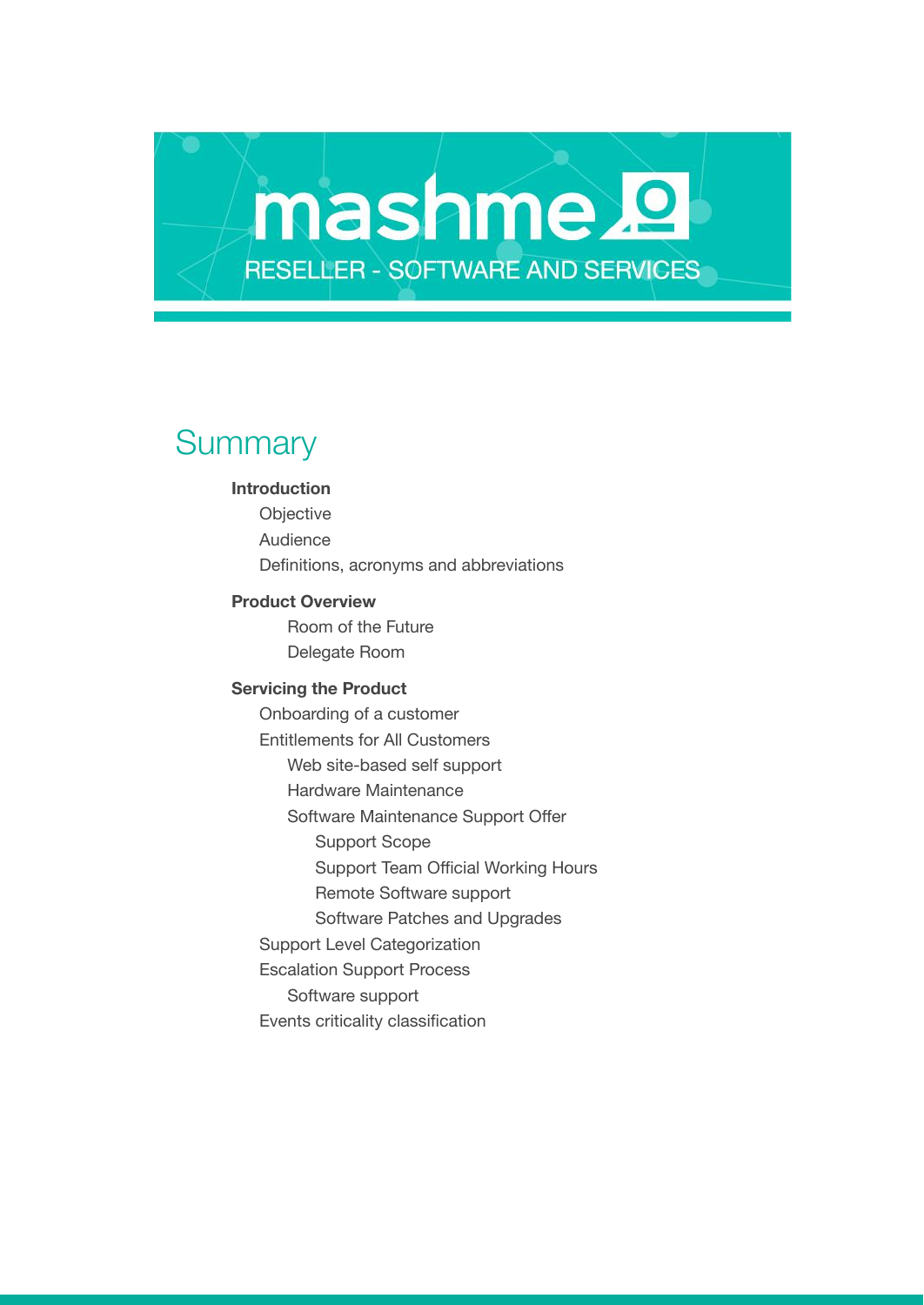# mashme

RESELLER - SOFTWARE AND SERVICES

## Summary

**Introduction**

- Objective
- Audience
- Definitions, acronyms and abbreviations

**Product Overview**

- Room of the Future
- Delegate Room

**Servicing the Product**

- Onboarding of a customer
- Entitlements for All Customers
  - Web site-based self support
  - Hardware Maintenance
  - Software Maintenance Support Offer
    - Support Scope
    - Support Team Official Working Hours
    - Remote Software support
    - Software Patches and Upgrades
- Support Level Categorization
- Escalation Support Process
  - Software support
- Events criticality classification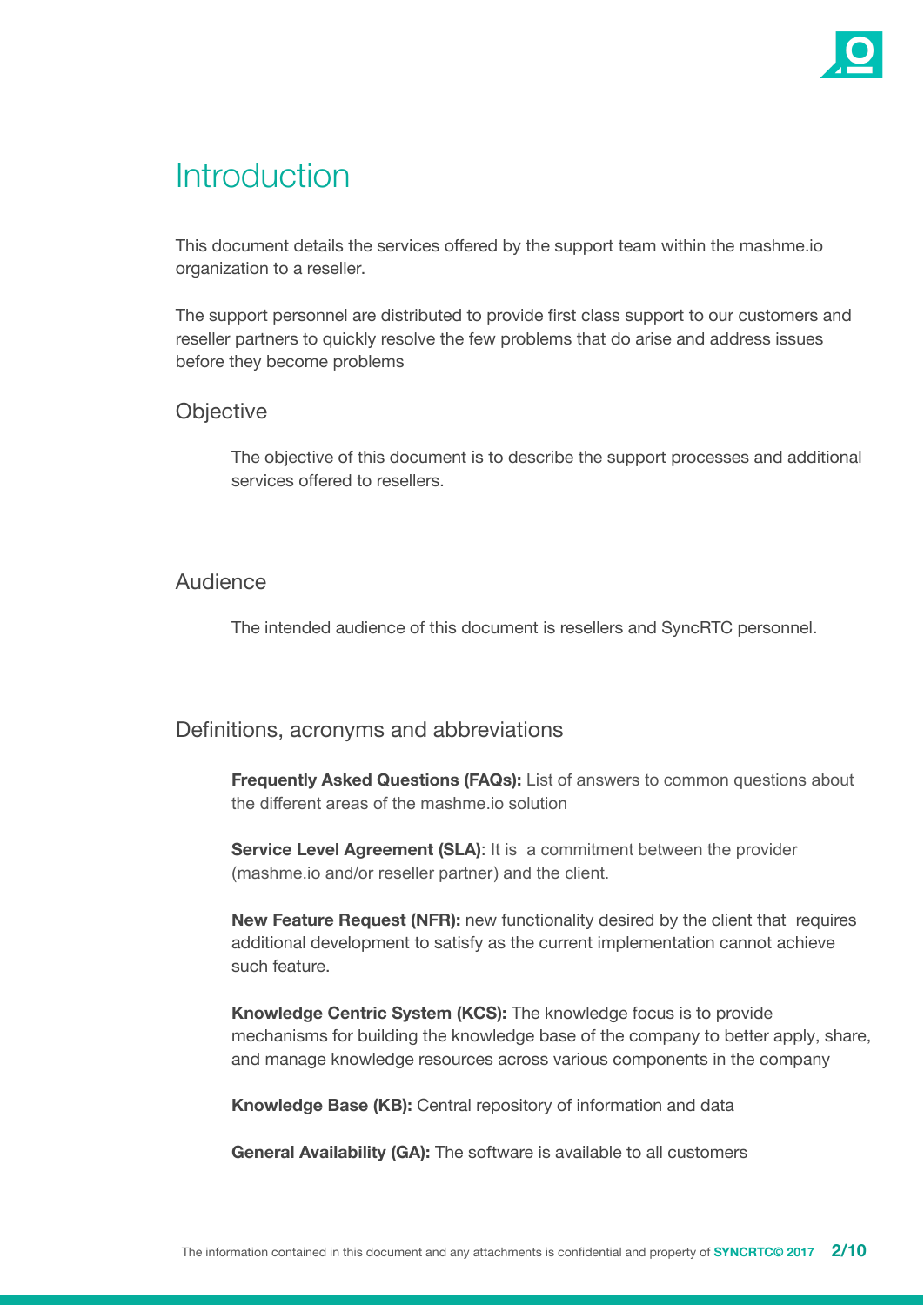# Introduction

This document details the services offered by the support team within the mashme.io organization to a reseller.

The support personnel are distributed to provide first class support to our customers and reseller partners to quickly resolve the few problems that do arise and address issues before they become problems

## Objective

The objective of this document is to describe the support processes and additional services offered to resellers.

## Audience

The intended audience of this document is resellers and SyncRTC personnel.

## Definitions, acronyms and abbreviations

**Frequently Asked Questions (FAQs):** List of answers to common questions about the different areas of the mashme.io solution

**Service Level Agreement (SLA)**: It is a commitment between the provider (mashme.io and/or reseller partner) and the client.

**New Feature Request (NFR):** new functionality desired by the client that requires additional development to satisfy as the current implementation cannot achieve such feature.

**Knowledge Centric System (KCS):** The knowledge focus is to provide mechanisms for building the knowledge base of the company to better apply, share, and manage knowledge resources across various components in the company

**Knowledge Base (KB):** Central repository of information and data

**General Availability (GA):** The software is available to all customers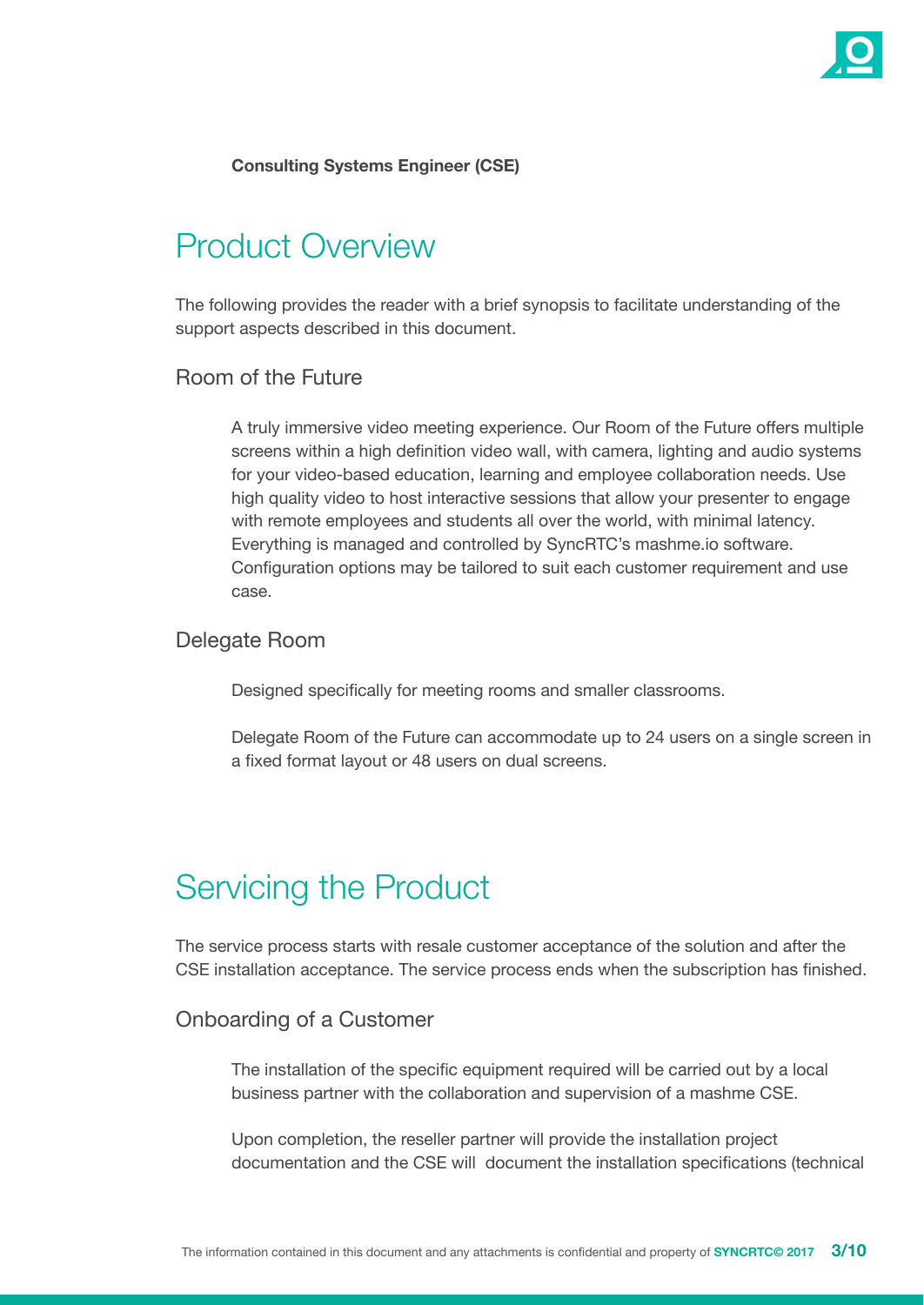**Consulting Systems Engineer (CSE)**

# Product Overview

The following provides the reader with a brief synopsis to facilitate understanding of the support aspects described in this document.

## Room of the Future

A truly immersive video meeting experience. Our Room of the Future offers multiple screens within a high definition video wall, with camera, lighting and audio systems for your video-based education, learning and employee collaboration needs. Use high quality video to host interactive sessions that allow your presenter to engage with remote employees and students all over the world, with minimal latency. Everything is managed and controlled by SyncRTC's mashme.io software. Configuration options may be tailored to suit each customer requirement and use case.

## Delegate Room

Designed specifically for meeting rooms and smaller classrooms.

Delegate Room of the Future can accommodate up to 24 users on a single screen in a fixed format layout or 48 users on dual screens.

# Servicing the Product

The service process starts with resale customer acceptance of the solution and after the CSE installation acceptance. The service process ends when the subscription has finished.

## Onboarding of a Customer

The installation of the specific equipment required will be carried out by a local business partner with the collaboration and supervision of a mashme CSE.

Upon completion, the reseller partner will provide the installation project documentation and the CSE will document the installation specifications (technical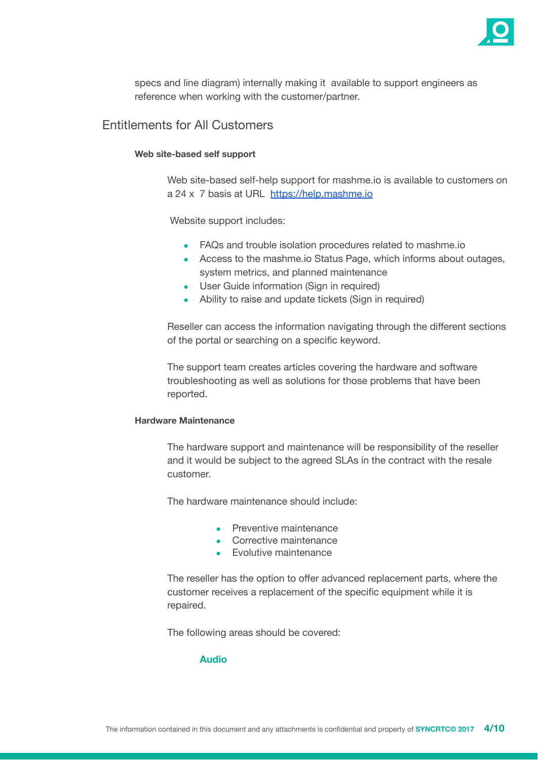specs and line diagram) internally making it available to support engineers as reference when working with the customer/partner.

## Entitlements for All Customers

#### Web site-based self support

Web site-based self-help support for mashme.io is available to customers on a 24 x 7 basis at URL [https://help.mashme.io](https://help.mashme.io)

Website support includes:

- FAQs and trouble isolation procedures related to mashme.io
- Access to the mashme.io Status Page, which informs about outages, system metrics, and planned maintenance
- User Guide information (Sign in required)
- Ability to raise and update tickets (Sign in required)

Reseller can access the information navigating through the different sections of the portal or searching on a specific keyword.

The support team creates articles covering the hardware and software troubleshooting as well as solutions for those problems that have been reported.

#### Hardware Maintenance

The hardware support and maintenance will be responsibility of the reseller and it would be subject to the agreed SLAs in the contract with the resale customer.

The hardware maintenance should include:

- Preventive maintenance
- Corrective maintenance
- Evolutive maintenance

The reseller has the option to offer advanced replacement parts, where the customer receives a replacement of the specific equipment while it is repaired.

The following areas should be covered:

**Audio**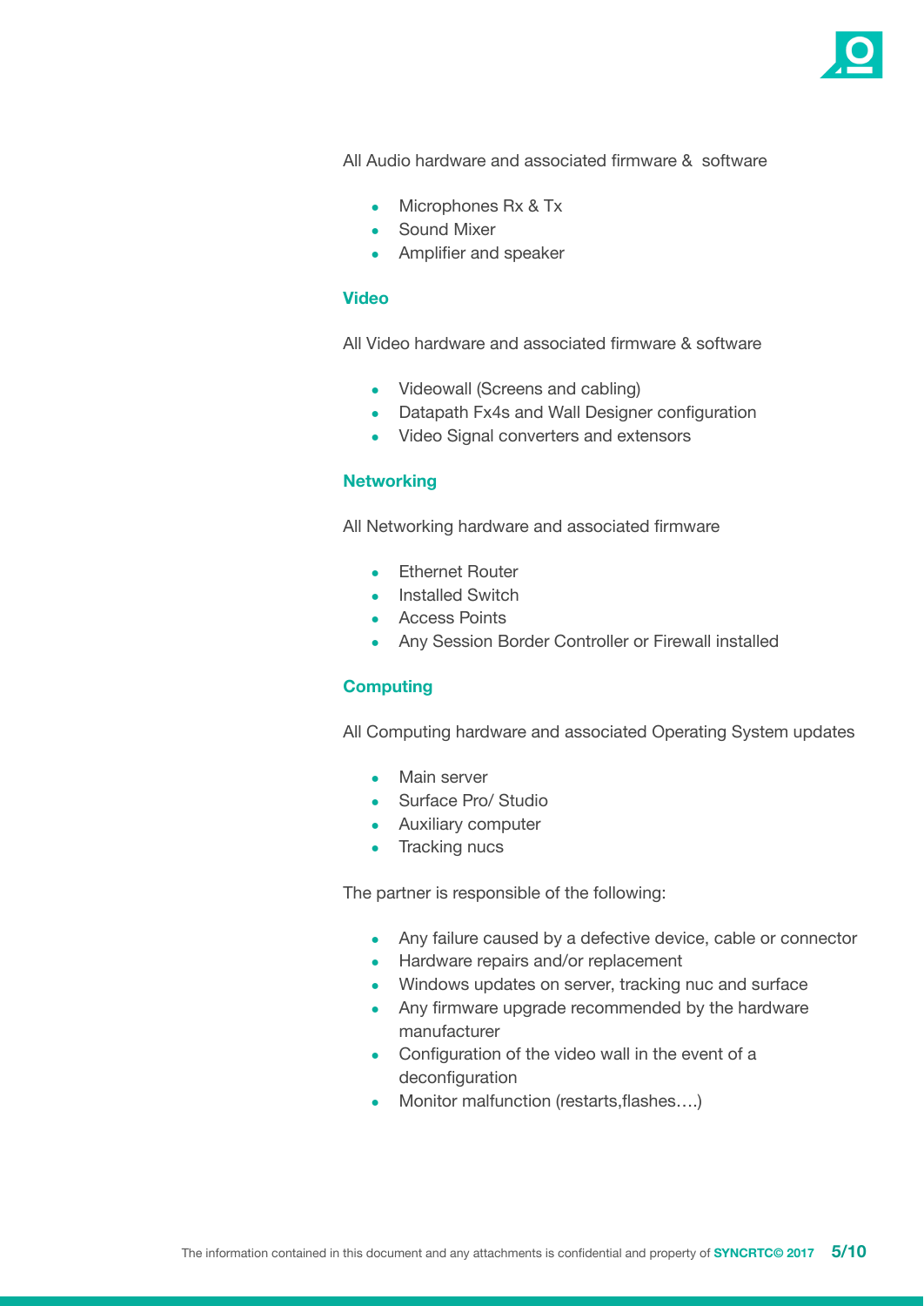All Audio hardware and associated firmware &  software

- Microphones Rx & Tx
- Sound Mixer
- Amplifier and speaker

### Video

All Video hardware and associated firmware & software

- Videowall (Screens and cabling)
- Datapath Fx4s and Wall Designer configuration
- Video Signal converters and extensors

### Networking

All Networking hardware and associated firmware

- Ethernet Router
- Installed Switch
- Access Points
- Any Session Border Controller or Firewall installed

### Computing

All Computing hardware and associated Operating System updates

- Main server
- Surface Pro/ Studio
- Auxiliary computer
- Tracking nucs

The partner is responsible of the following:

- Any failure caused by a defective device, cable or connector
- Hardware repairs and/or replacement
- Windows updates on server, tracking nuc and surface
- Any firmware upgrade recommended by the hardware manufacturer
- Configuration of the video wall in the event of a deconfiguration
- Monitor malfunction (restarts,flashes….)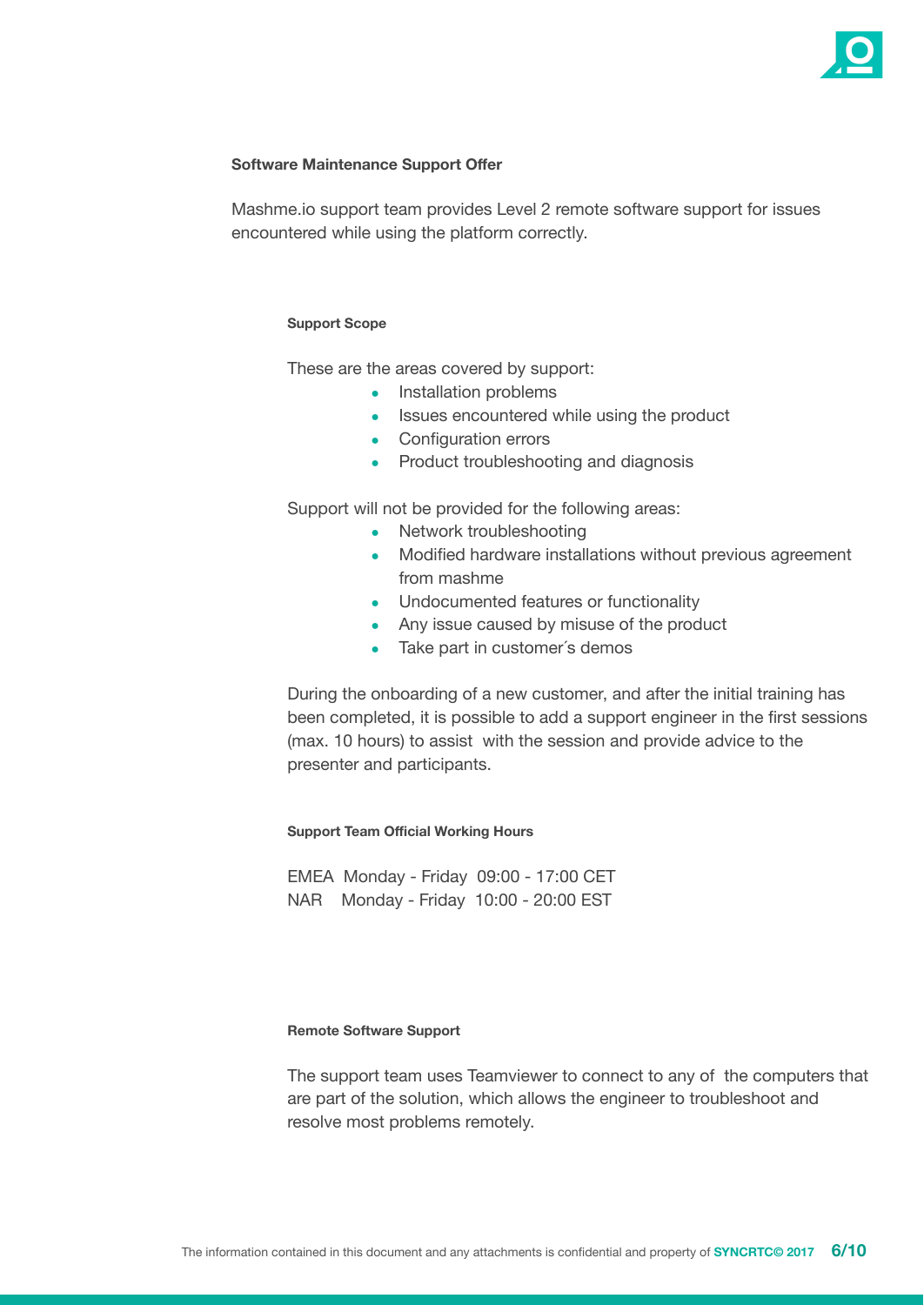## Software Maintenance Support Offer

Mashme.io support team provides Level 2 remote software support for issues encountered while using the platform correctly.

### Support Scope

These are the areas covered by support:

- Installation problems
- Issues encountered while using the product
- Configuration errors
- Product troubleshooting and diagnosis

Support will not be provided for the following areas:

- Network troubleshooting
- Modified hardware installations without previous agreement from mashme
- Undocumented features or functionality
- Any issue caused by misuse of the product
- Take part in customer´s demos

During the onboarding of a new customer, and after the initial training has been completed, it is possible to add a support engineer in the first sessions (max. 10 hours) to assist with the session and provide advice to the presenter and participants.

### Support Team Official Working Hours

EMEA Monday - Friday 09:00 - 17:00 CET
NAR Monday - Friday 10:00 - 20:00 EST

### Remote Software Support

The support team uses Teamviewer to connect to any of the computers that are part of the solution, which allows the engineer to troubleshoot and resolve most problems remotely.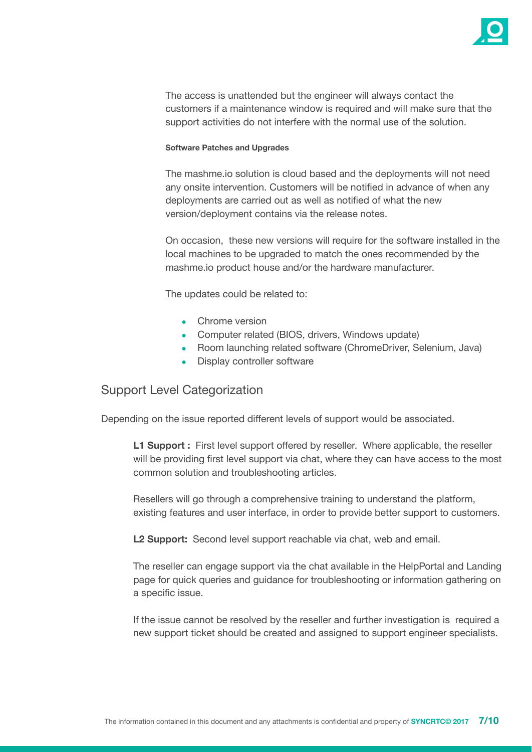The access is unattended but the engineer will always contact the customers if a maintenance window is required and will make sure that the support activities do not interfere with the normal use of the solution.

#### Software Patches and Upgrades

The mashme.io solution is cloud based and the deployments will not need any onsite intervention. Customers will be notified in advance of when any deployments are carried out as well as notified of what the new version/deployment contains via the release notes.

On occasion, these new versions will require for the software installed in the local machines to be upgraded to match the ones recommended by the mashme.io product house and/or the hardware manufacturer.

The updates could be related to:

- Chrome version
- Computer related (BIOS, drivers, Windows update)
- Room launching related software (ChromeDriver, Selenium, Java)
- Display controller software

## Support Level Categorization

Depending on the issue reported different levels of support would be associated.

**L1 Support :** First level support offered by reseller. Where applicable, the reseller will be providing first level support via chat, where they can have access to the most common solution and troubleshooting articles.

Resellers will go through a comprehensive training to understand the platform, existing features and user interface, in order to provide better support to customers.

**L2 Support:** Second level support reachable via chat, web and email.

The reseller can engage support via the chat available in the HelpPortal and Landing page for quick queries and guidance for troubleshooting or information gathering on a specific issue.

If the issue cannot be resolved by the reseller and further investigation is required a new support ticket should be created and assigned to support engineer specialists.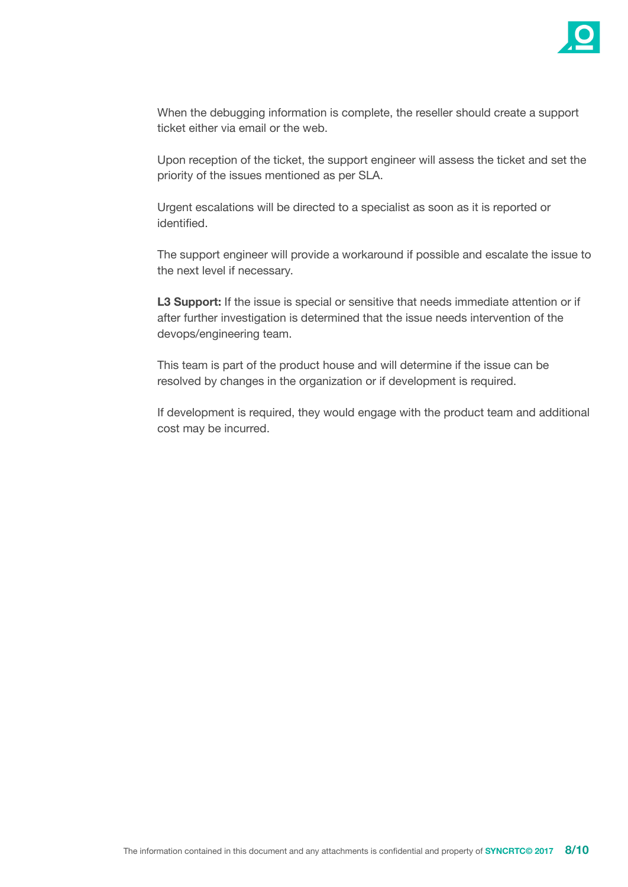When the debugging information is complete, the reseller should create a support ticket either via email or the web.

Upon reception of the ticket, the support engineer will assess the ticket and set the priority of the issues mentioned as per SLA.

Urgent escalations will be directed to a specialist as soon as it is reported or identified.

The support engineer will provide a workaround if possible and escalate the issue to the next level if necessary.

**L3 Support:** If the issue is special or sensitive that needs immediate attention or if after further investigation is determined that the issue needs intervention of the devops/engineering team.

This team is part of the product house and will determine if the issue can be resolved by changes in the organization or if development is required.

If development is required, they would engage with the product team and additional cost may be incurred.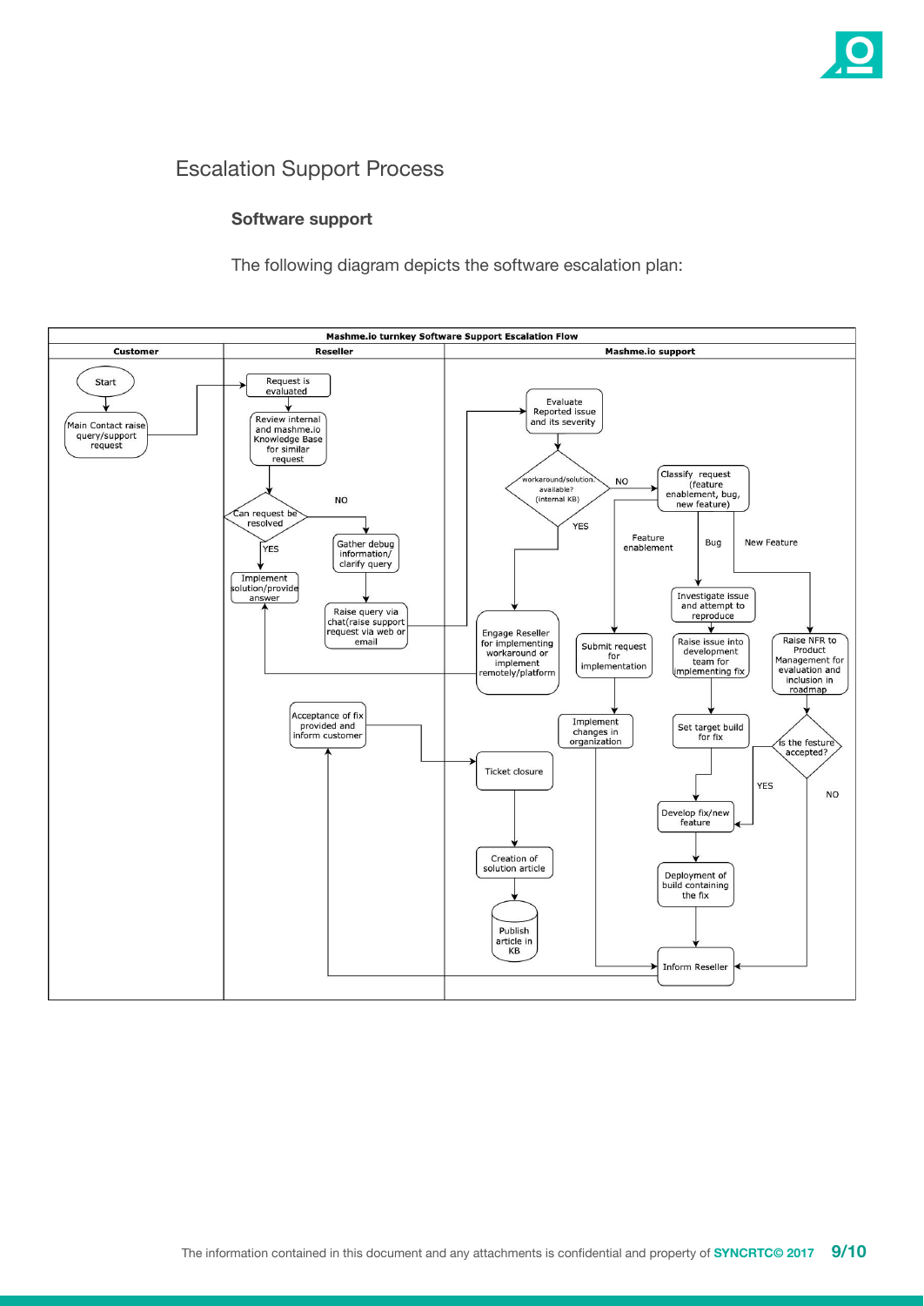## Escalation Support Process

### Software support

The following diagram depicts the software escalation plan:

**Mashme.io turnkey Software Support Escalation Flow**

| Customer | Reseller | Mashme.io support |
| --- | --- | --- |
| Start | Request is evaluated | Evaluate Reported issue and its severity |
| Main Contact raise query/support request | Review internal and mashme.io Knowledge Base for similar request | workaround/solution available? (internal KB) — NO / YES |
| | Can request be resolved — YES / NO | Classify request (feature enablement, bug, new feature) — Feature enablement / Bug / New Feature |
| | Implement solution/provide answer | Engage Reseller for implementing workaround or implement remotely/platform |
| | Gather debug information/ clarify query | Submit request for implementation |
| | Raise query via chat(raise support request via web or email | Implement changes in organization |
| | Acceptance of fix provided and inform customer | Investigate issue and attempt to reproduce |
| | | Raise issue into development team for implementing fix |
| | | Set target build for fix |
| | | Develop fix/new feature |
| | | Deployment of build containing the fix |
| | | Raise NFR to Product Management for evaluation and inclusion in roadmap |
| | | Is the festure accepted? — YES / NO |
| | | Inform Reseller |
| | | Ticket closure |
| | | Creation of solution article |
| | | Publish article in KB |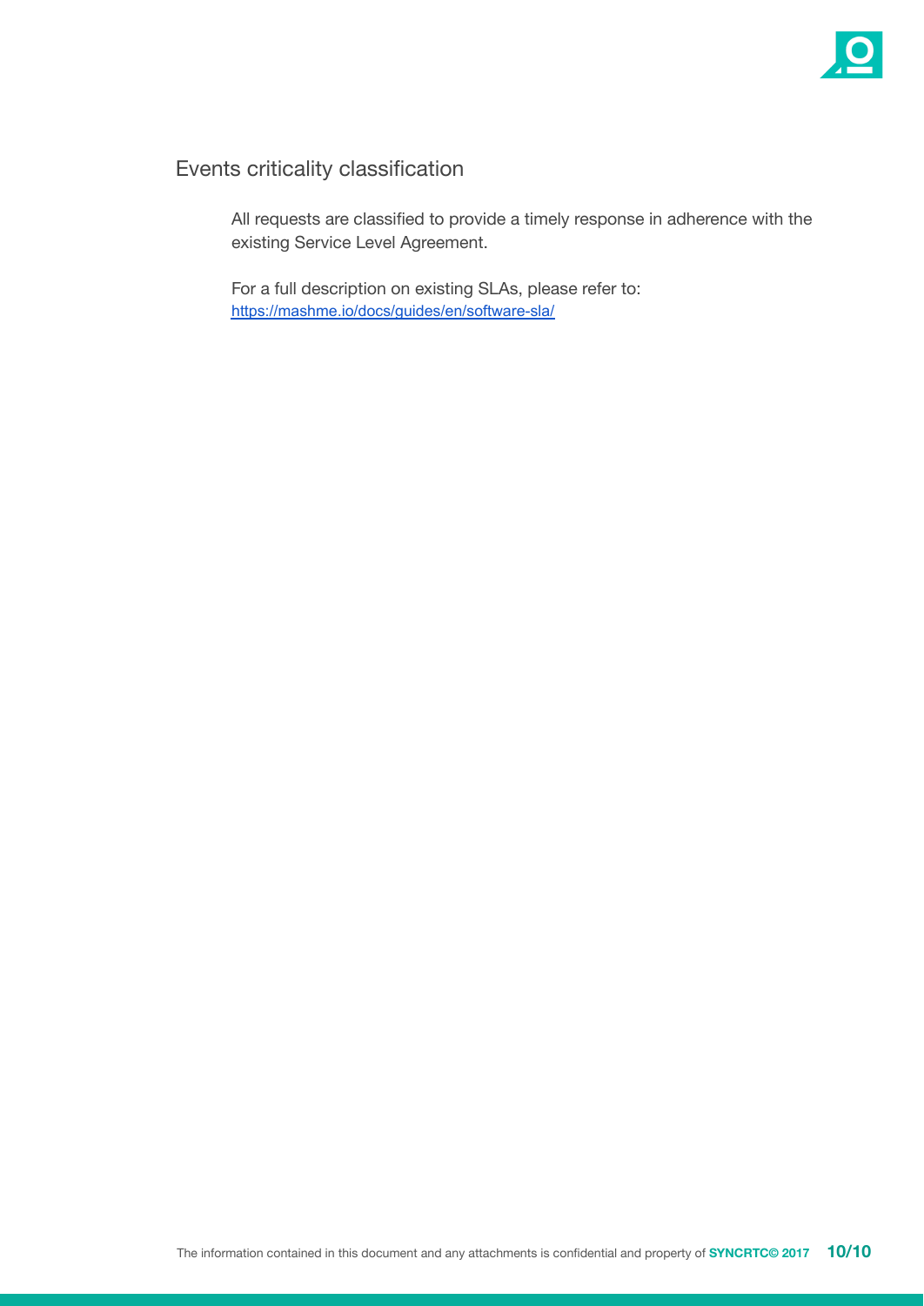## Events criticality classification

All requests are classified to provide a timely response in adherence with the existing Service Level Agreement.

For a full description on existing SLAs, please refer to:
https://mashme.io/docs/guides/en/software-sla/